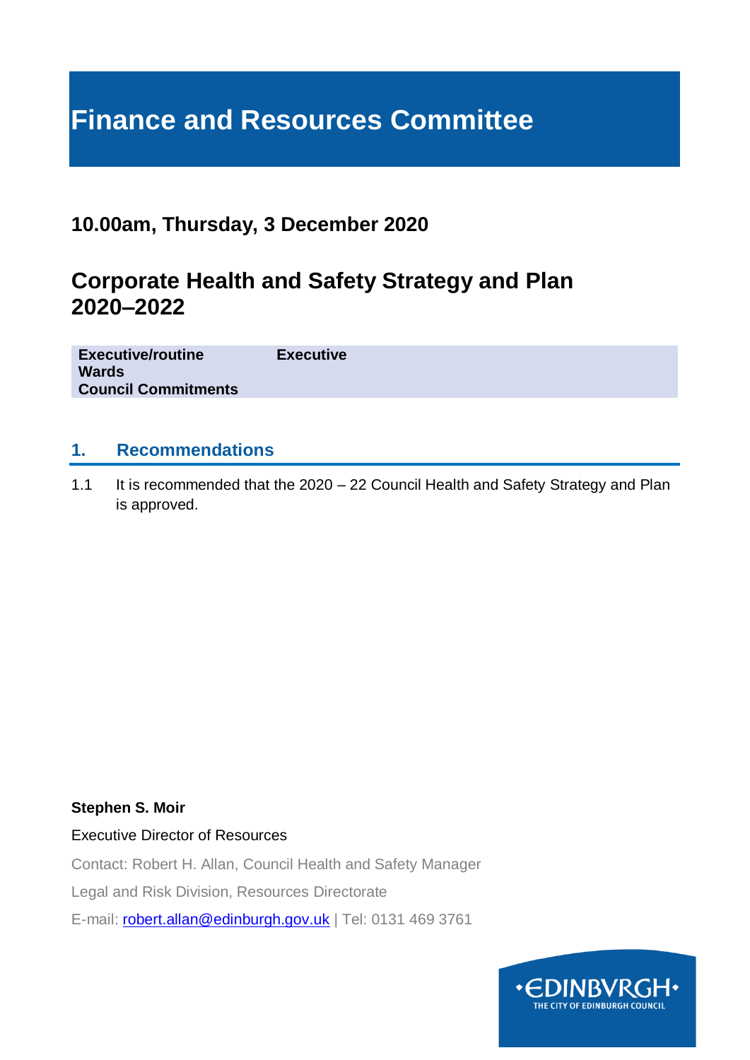# Finance and Resources Committee

## 10.00am, Thursday, 3 December 2020

## Corporate Health and Safety Strategy and Plan 2020–2022

| | |
|---|---|
| **Executive/routine** | **Executive** |
| **Wards** | |
| **Council Commitments** | |

## 1. Recommendations

1.1 It is recommended that the 2020 – 22 Council Health and Safety Strategy and Plan is approved.

**Stephen S. Moir**

Executive Director of Resources

Contact: Robert H. Allan, Council Health and Safety Manager

Legal and Risk Division, Resources Directorate

E-mail: robert.allan@edinburgh.gov.uk | Tel: 0131 469 3761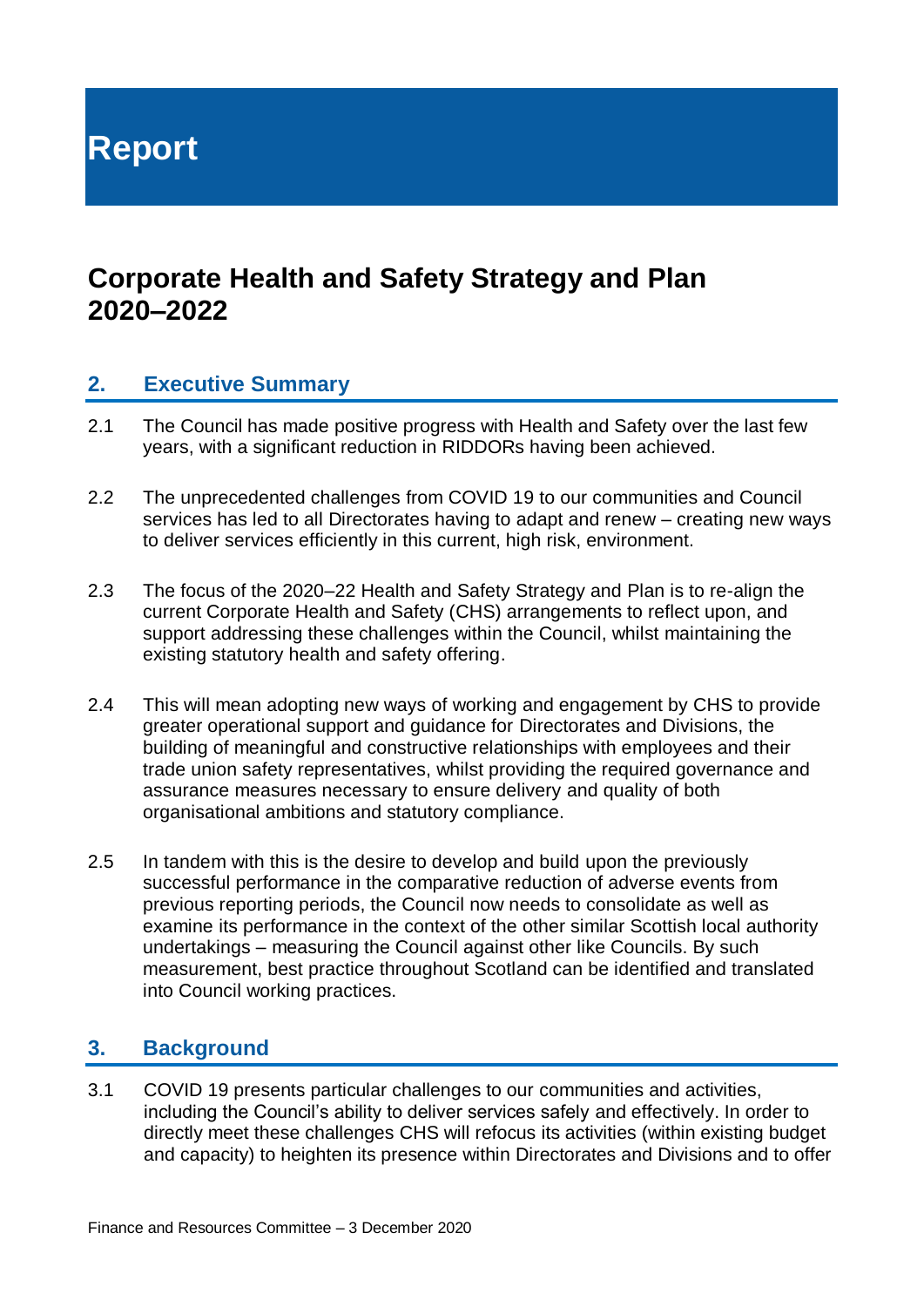# Report

## Corporate Health and Safety Strategy and Plan 2020–2022

## 2. Executive Summary

2.1 The Council has made positive progress with Health and Safety over the last few years, with a significant reduction in RIDDORs having been achieved.

2.2 The unprecedented challenges from COVID 19 to our communities and Council services has led to all Directorates having to adapt and renew – creating new ways to deliver services efficiently in this current, high risk, environment.

2.3 The focus of the 2020–22 Health and Safety Strategy and Plan is to re-align the current Corporate Health and Safety (CHS) arrangements to reflect upon, and support addressing these challenges within the Council, whilst maintaining the existing statutory health and safety offering.

2.4 This will mean adopting new ways of working and engagement by CHS to provide greater operational support and guidance for Directorates and Divisions, the building of meaningful and constructive relationships with employees and their trade union safety representatives, whilst providing the required governance and assurance measures necessary to ensure delivery and quality of both organisational ambitions and statutory compliance.

2.5 In tandem with this is the desire to develop and build upon the previously successful performance in the comparative reduction of adverse events from previous reporting periods, the Council now needs to consolidate as well as examine its performance in the context of the other similar Scottish local authority undertakings – measuring the Council against other like Councils. By such measurement, best practice throughout Scotland can be identified and translated into Council working practices.

## 3. Background

3.1 COVID 19 presents particular challenges to our communities and activities, including the Council's ability to deliver services safely and effectively. In order to directly meet these challenges CHS will refocus its activities (within existing budget and capacity) to heighten its presence within Directorates and Divisions and to offer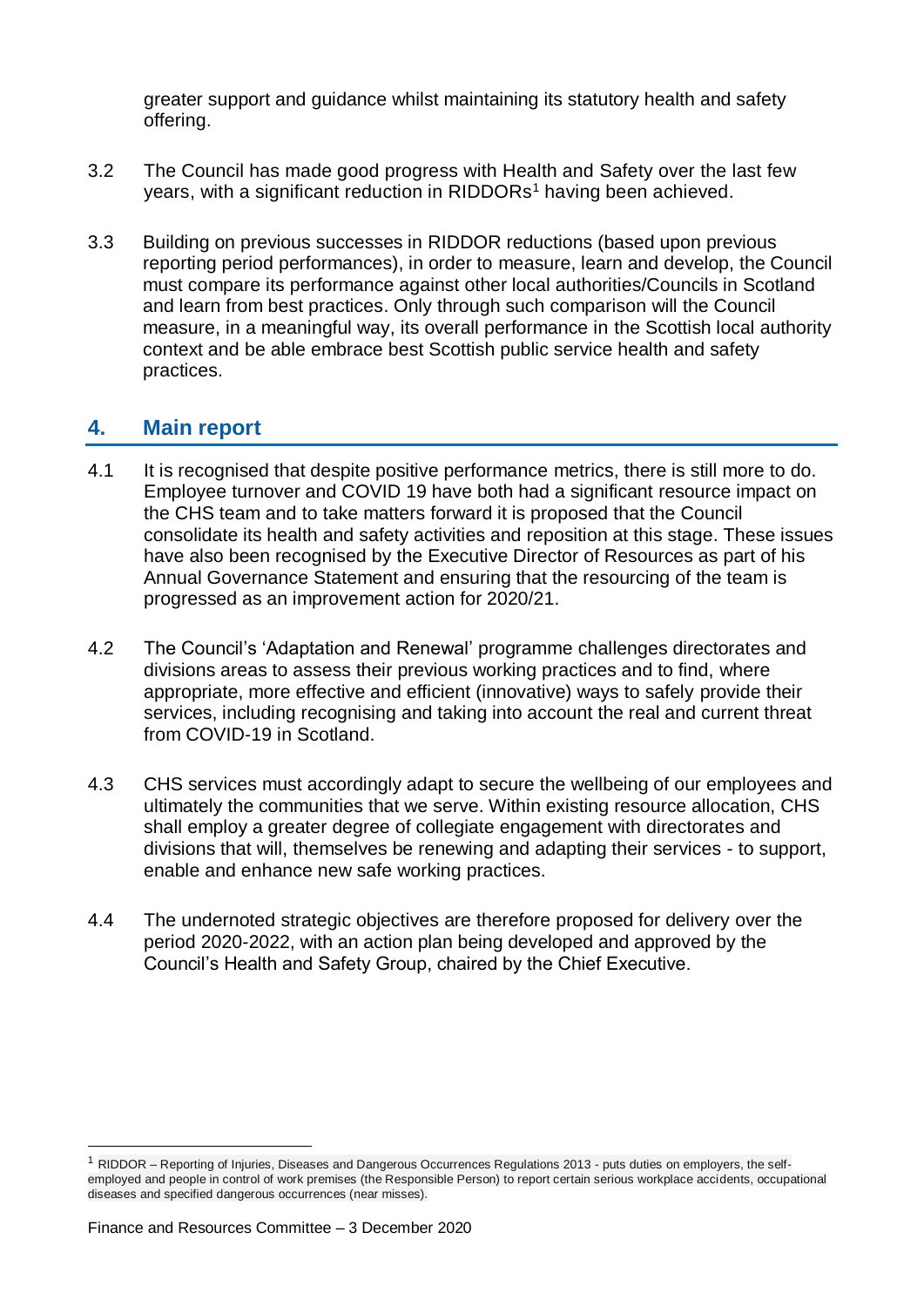greater support and guidance whilst maintaining its statutory health and safety offering.

3.2 The Council has made good progress with Health and Safety over the last few years, with a significant reduction in RIDDORs[1] having been achieved.

3.3 Building on previous successes in RIDDOR reductions (based upon previous reporting period performances), in order to measure, learn and develop, the Council must compare its performance against other local authorities/Councils in Scotland and learn from best practices. Only through such comparison will the Council measure, in a meaningful way, its overall performance in the Scottish local authority context and be able embrace best Scottish public service health and safety practices.

## 4. Main report

4.1 It is recognised that despite positive performance metrics, there is still more to do. Employee turnover and COVID 19 have both had a significant resource impact on the CHS team and to take matters forward it is proposed that the Council consolidate its health and safety activities and reposition at this stage. These issues have also been recognised by the Executive Director of Resources as part of his Annual Governance Statement and ensuring that the resourcing of the team is progressed as an improvement action for 2020/21.

4.2 The Council's 'Adaptation and Renewal' programme challenges directorates and divisions areas to assess their previous working practices and to find, where appropriate, more effective and efficient (innovative) ways to safely provide their services, including recognising and taking into account the real and current threat from COVID-19 in Scotland.

4.3 CHS services must accordingly adapt to secure the wellbeing of our employees and ultimately the communities that we serve. Within existing resource allocation, CHS shall employ a greater degree of collegiate engagement with directorates and divisions that will, themselves be renewing and adapting their services - to support, enable and enhance new safe working practices.

4.4 The undernoted strategic objectives are therefore proposed for delivery over the period 2020-2022, with an action plan being developed and approved by the Council's Health and Safety Group, chaired by the Chief Executive.

[1] RIDDOR – Reporting of Injuries, Diseases and Dangerous Occurrences Regulations 2013 - puts duties on employers, the self-employed and people in control of work premises (the Responsible Person) to report certain serious workplace accidents, occupational diseases and specified dangerous occurrences (near misses).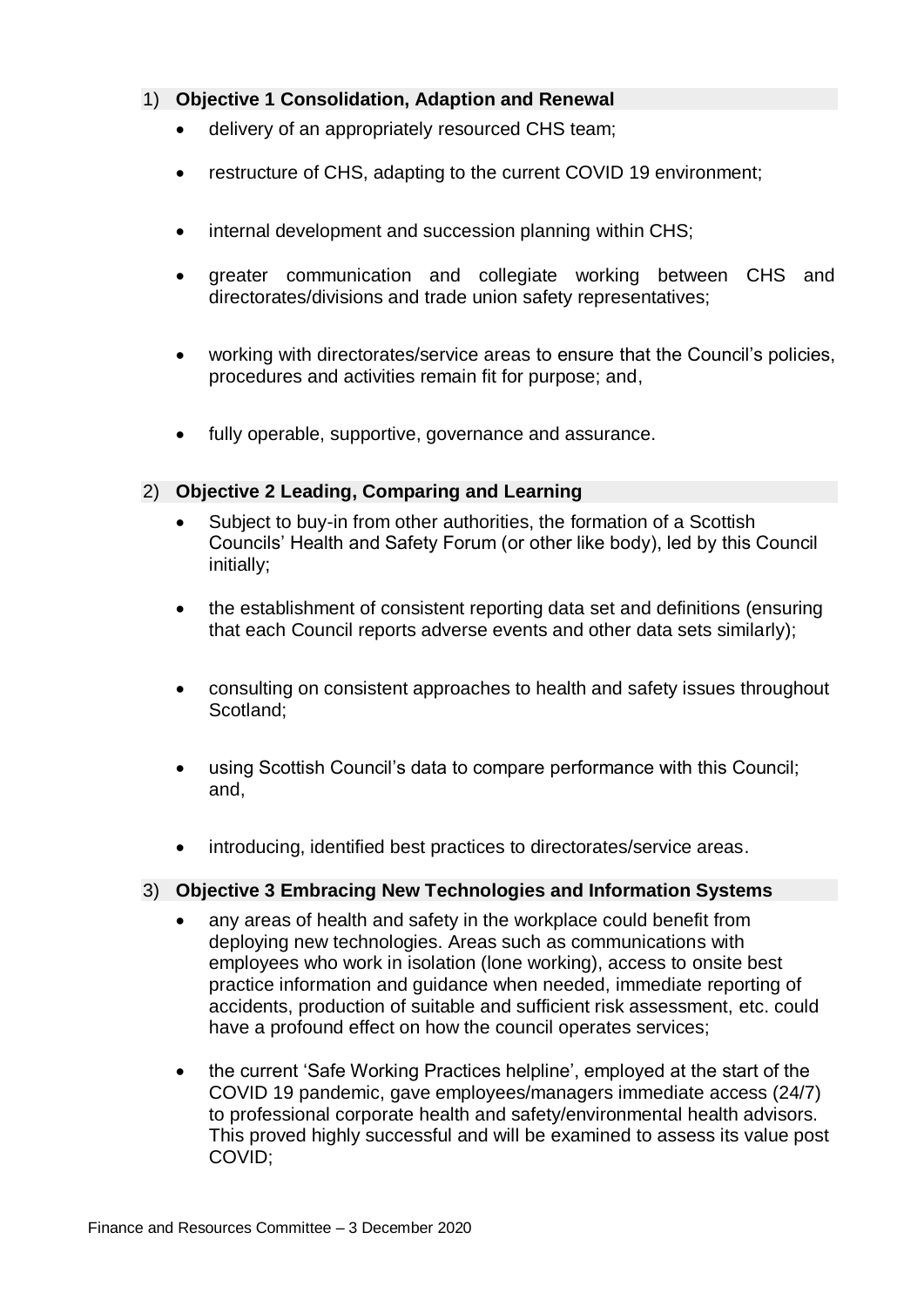1) **Objective 1 Consolidation, Adaption and Renewal**

- delivery of an appropriately resourced CHS team;
- restructure of CHS, adapting to the current COVID 19 environment;
- internal development and succession planning within CHS;
- greater communication and collegiate working between CHS and directorates/divisions and trade union safety representatives;
- working with directorates/service areas to ensure that the Council's policies, procedures and activities remain fit for purpose; and,
- fully operable, supportive, governance and assurance.

2) **Objective 2 Leading, Comparing and Learning**

- Subject to buy-in from other authorities, the formation of a Scottish Councils' Health and Safety Forum (or other like body), led by this Council initially;
- the establishment of consistent reporting data set and definitions (ensuring that each Council reports adverse events and other data sets similarly);
- consulting on consistent approaches to health and safety issues throughout Scotland;
- using Scottish Council's data to compare performance with this Council; and,
- introducing, identified best practices to directorates/service areas.

3) **Objective 3 Embracing New Technologies and Information Systems**

- any areas of health and safety in the workplace could benefit from deploying new technologies. Areas such as communications with employees who work in isolation (lone working), access to onsite best practice information and guidance when needed, immediate reporting of accidents, production of suitable and sufficient risk assessment, etc. could have a profound effect on how the council operates services;
- the current 'Safe Working Practices helpline', employed at the start of the COVID 19 pandemic, gave employees/managers immediate access (24/7) to professional corporate health and safety/environmental health advisors. This proved highly successful and will be examined to assess its value post COVID;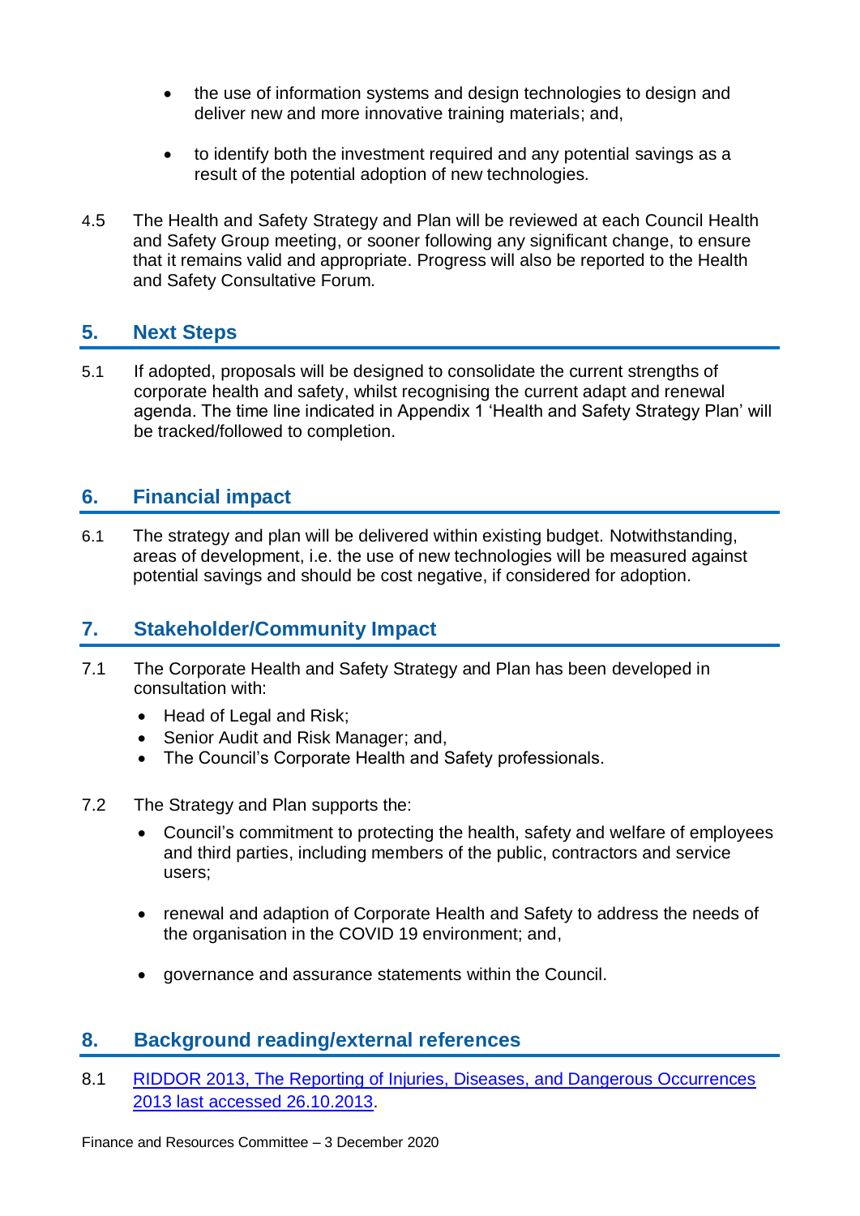- the use of information systems and design technologies to design and deliver new and more innovative training materials; and,

- to identify both the investment required and any potential savings as a result of the potential adoption of new technologies.

4.5 The Health and Safety Strategy and Plan will be reviewed at each Council Health and Safety Group meeting, or sooner following any significant change, to ensure that it remains valid and appropriate. Progress will also be reported to the Health and Safety Consultative Forum.

## 5. Next Steps

5.1 If adopted, proposals will be designed to consolidate the current strengths of corporate health and safety, whilst recognising the current adapt and renewal agenda. The time line indicated in Appendix 1 'Health and Safety Strategy Plan' will be tracked/followed to completion.

## 6. Financial impact

6.1 The strategy and plan will be delivered within existing budget. Notwithstanding, areas of development, i.e. the use of new technologies will be measured against potential savings and should be cost negative, if considered for adoption.

## 7. Stakeholder/Community Impact

7.1 The Corporate Health and Safety Strategy and Plan has been developed in consultation with:

- Head of Legal and Risk;
- Senior Audit and Risk Manager; and,
- The Council's Corporate Health and Safety professionals.

7.2 The Strategy and Plan supports the:

- Council's commitment to protecting the health, safety and welfare of employees and third parties, including members of the public, contractors and service users;

- renewal and adaption of Corporate Health and Safety to address the needs of the organisation in the COVID 19 environment; and,

- governance and assurance statements within the Council.

## 8. Background reading/external references

8.1 [RIDDOR 2013, The Reporting of Injuries, Diseases, and Dangerous Occurrences 2013 last accessed 26.10.2013](#).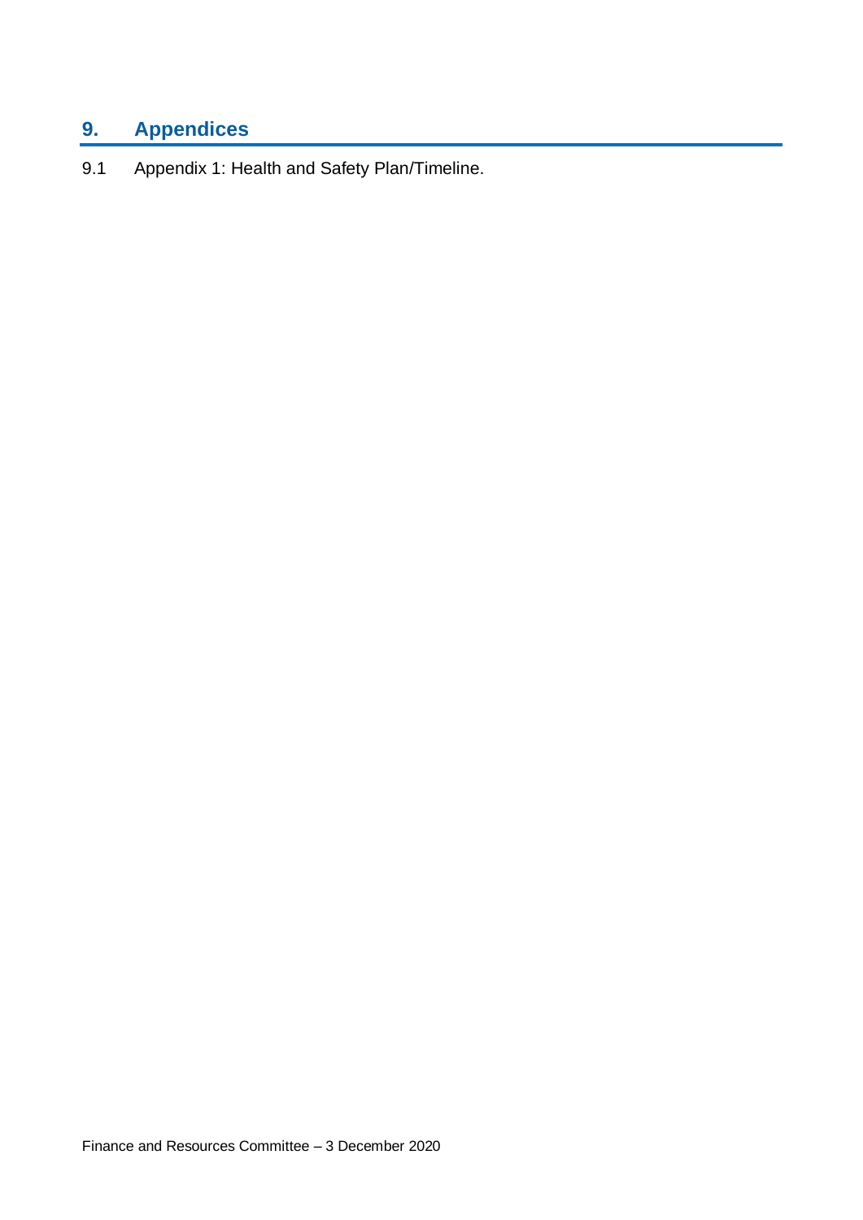## 9. Appendices

9.1 Appendix 1: Health and Safety Plan/Timeline.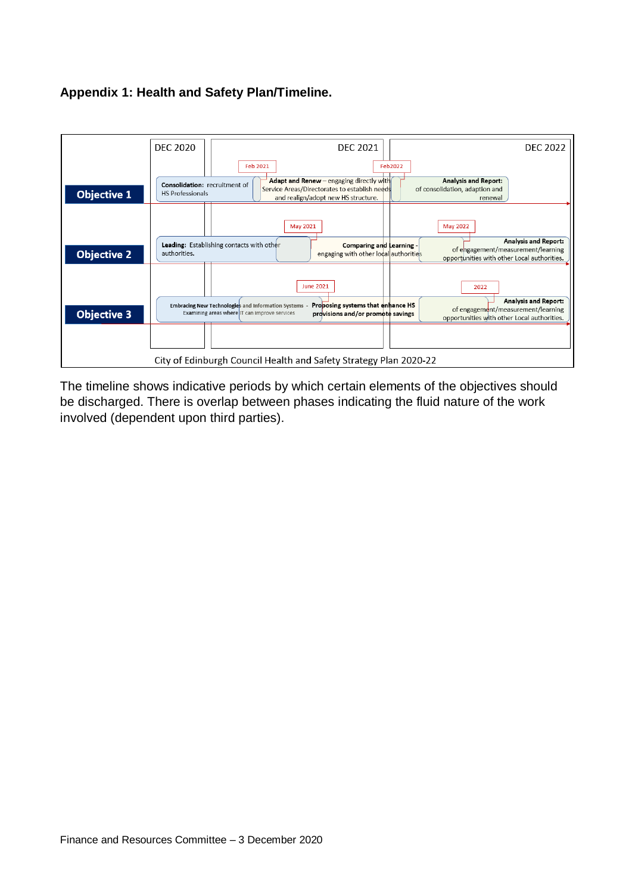**Appendix 1: Health and Safety Plan/Timeline.**

DEC 2020

DEC 2021

DEC 2022

Feb 2021

Feb2022

Objective 1

**Consolidation:** recruitment of HS Professionals

**Adapt and Renew** – engaging directly with Service Areas/Directorates to establish needs and realign/adopt new HS structure.

**Analysis and Report:** of consolidation, adaption and renewal

May 2021

May 2022

Objective 2

**Leading:** Establishing contacts with other authorities.

**Comparing and Learning** - engaging with other local authorities

**Analysis and Report:** of engagement/measurement/learning opportunities with other Local authorities.

June 2021

2022

Objective 3

**Embracing New Technologies and Information Systems** - Examining areas where IT can improve services

**Proposing systems that enhance HS provisions and/or promote savings**

**Analysis and Report:** of engagement/measurement/learning opportunities with other Local authorities.

City of Edinburgh Council Health and Safety Strategy Plan 2020-22

The timeline shows indicative periods by which certain elements of the objectives should be discharged. There is overlap between phases indicating the fluid nature of the work involved (dependent upon third parties).